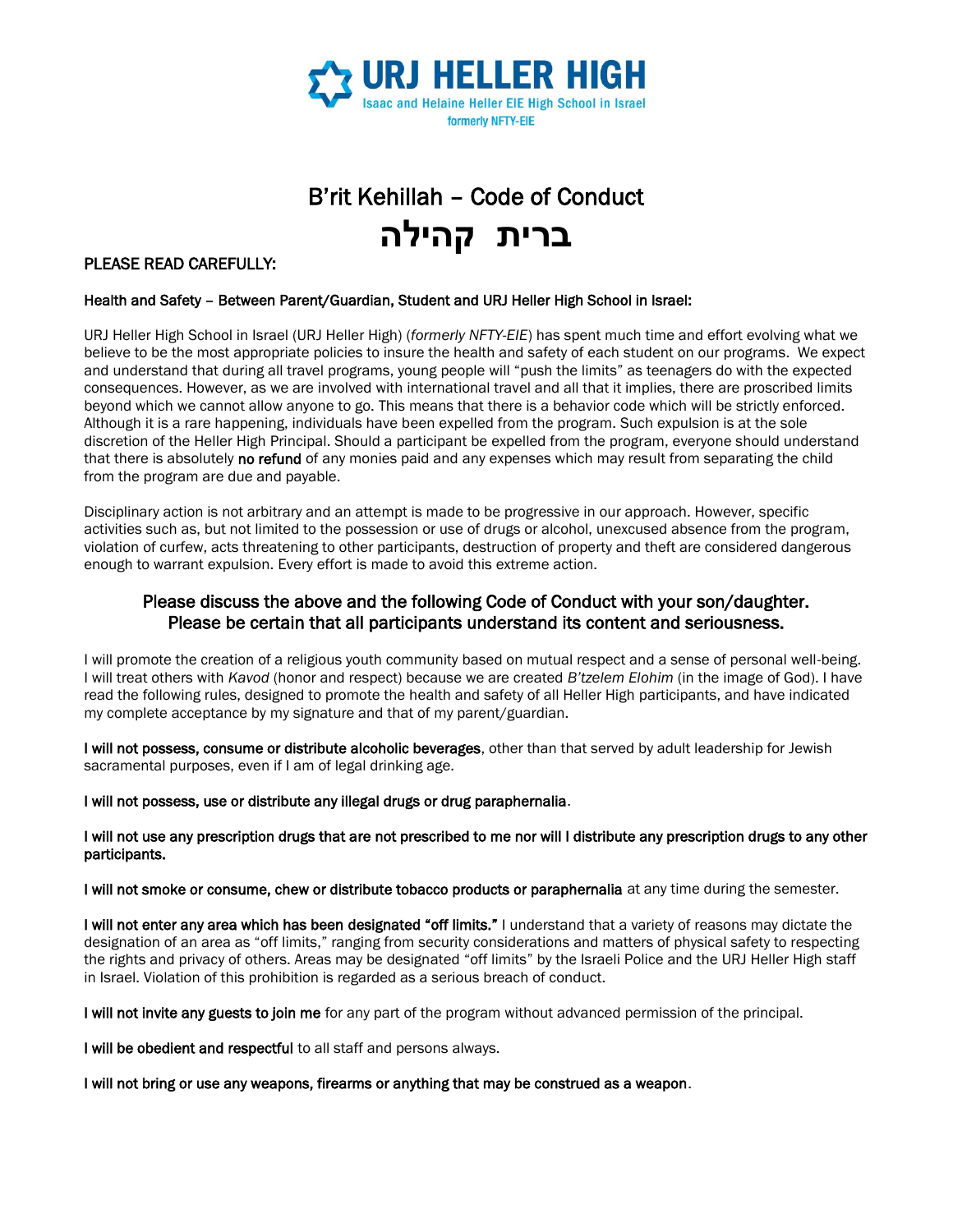URJ HELLER HIGH
Isaac and Helaine Heller EIE High School in Israel
formerly NFTY-EIE

# B'rit Kehillah – Code of Conduct
# ברית קהילה

**PLEASE READ CAREFULLY:**

**Health and Safety – Between Parent/Guardian, Student and URJ Heller High School in Israel:**

URJ Heller High School in Israel (URJ Heller High) (*formerly NFTY-EIE*) has spent much time and effort evolving what we believe to be the most appropriate policies to insure the health and safety of each student on our programs. We expect and understand that during all travel programs, young people will "push the limits" as teenagers do with the expected consequences. However, as we are involved with international travel and all that it implies, there are proscribed limits beyond which we cannot allow anyone to go. This means that there is a behavior code which will be strictly enforced. Although it is a rare happening, individuals have been expelled from the program. Such expulsion is at the sole discretion of the Heller High Principal. Should a participant be expelled from the program, everyone should understand that there is absolutely **no refund** of any monies paid and any expenses which may result from separating the child from the program are due and payable.

Disciplinary action is not arbitrary and an attempt is made to be progressive in our approach. However, specific activities such as, but not limited to the possession or use of drugs or alcohol, unexcused absence from the program, violation of curfew, acts threatening to other participants, destruction of property and theft are considered dangerous enough to warrant expulsion. Every effort is made to avoid this extreme action.

**Please discuss the above and the following Code of Conduct with your son/daughter. Please be certain that all participants understand its content and seriousness.**

I will promote the creation of a religious youth community based on mutual respect and a sense of personal well-being. I will treat others with *Kavod* (honor and respect) because we are created *B'tzelem Elohim* (in the image of God). I have read the following rules, designed to promote the health and safety of all Heller High participants, and have indicated my complete acceptance by my signature and that of my parent/guardian.

**I will not possess, consume or distribute alcoholic beverages**, other than that served by adult leadership for Jewish sacramental purposes, even if I am of legal drinking age.

**I will not possess, use or distribute any illegal drugs or drug paraphernalia**.

**I will not use any prescription drugs that are not prescribed to me nor will I distribute any prescription drugs to any other participants.**

**I will not smoke or consume, chew or distribute tobacco products or paraphernalia** at any time during the semester.

**I will not enter any area which has been designated "off limits."** I understand that a variety of reasons may dictate the designation of an area as "off limits," ranging from security considerations and matters of physical safety to respecting the rights and privacy of others. Areas may be designated "off limits" by the Israeli Police and the URJ Heller High staff in Israel. Violation of this prohibition is regarded as a serious breach of conduct.

**I will not invite any guests to join me** for any part of the program without advanced permission of the principal.

**I will be obedient and respectful** to all staff and persons always.

**I will not bring or use any weapons, firearms or anything that may be construed as a weapon**.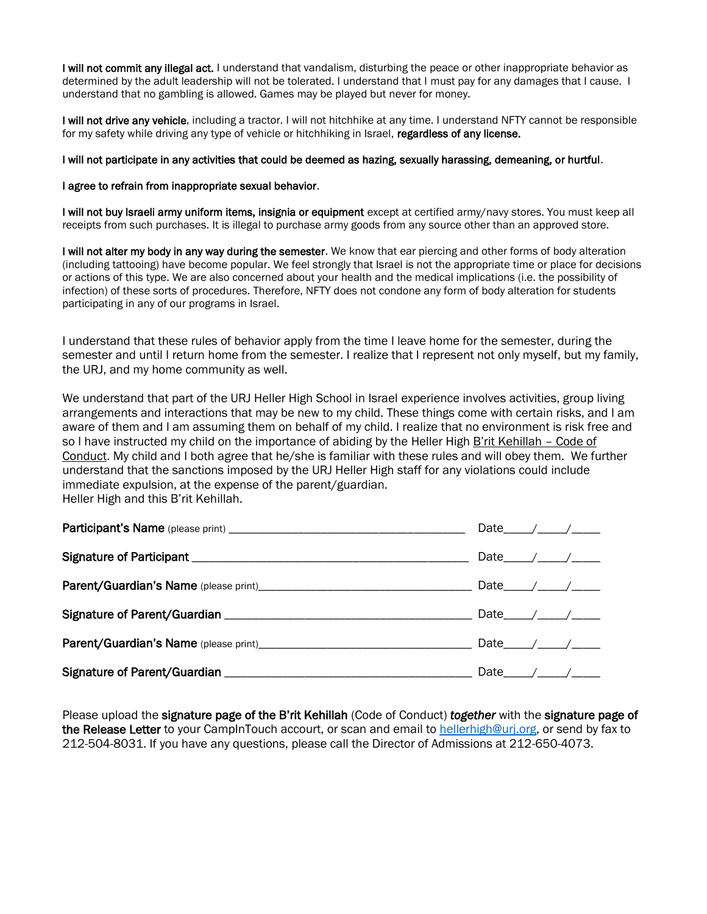**I will not commit any illegal act.** I understand that vandalism, disturbing the peace or other inappropriate behavior as determined by the adult leadership will not be tolerated. I understand that I must pay for any damages that I cause. I understand that no gambling is allowed. Games may be played but never for money.

**I will not drive any vehicle**, including a tractor. I will not hitchhike at any time. I understand NFTY cannot be responsible for my safety while driving any type of vehicle or hitchhiking in Israel, **regardless of any license.**

**I will not participate in any activities that could be deemed as hazing, sexually harassing, demeaning, or hurtful**.

**I agree to refrain from inappropriate sexual behavior**.

**I will not buy Israeli army uniform items, insignia or equipment** except at certified army/navy stores. You must keep all receipts from such purchases. It is illegal to purchase army goods from any source other than an approved store.

**I will not alter my body in any way during the semester**. We know that ear piercing and other forms of body alteration (including tattooing) have become popular. We feel strongly that Israel is not the appropriate time or place for decisions or actions of this type. We are also concerned about your health and the medical implications (i.e. the possibility of infection) of these sorts of procedures. Therefore, NFTY does not condone any form of body alteration for students participating in any of our programs in Israel.

I understand that these rules of behavior apply from the time I leave home for the semester, during the semester and until I return home from the semester. I realize that I represent not only myself, but my family, the URJ, and my home community as well.

We understand that part of the URJ Heller High School in Israel experience involves activities, group living arrangements and interactions that may be new to my child. These things come with certain risks, and I am aware of them and I am assuming them on behalf of my child. I realize that no environment is risk free and so I have instructed my child on the importance of abiding by the Heller High B'rit Kehillah – Code of Conduct. My child and I both agree that he/she is familiar with these rules and will obey them. We further understand that the sanctions imposed by the URJ Heller High staff for any violations could include immediate expulsion, at the expense of the parent/guardian.
Heller High and this B'rit Kehillah.

**Participant's Name** (please print) ______________________________________ Date____/____/____

**Signature of Participant** ___________________________________________ Date____/____/____

**Parent/Guardian's Name** (please print)_________________________________ Date____/____/____

**Signature of Parent/Guardian** ______________________________________ Date____/____/____

**Parent/Guardian's Name** (please print)_________________________________ Date____/____/____

**Signature of Parent/Guardian** ______________________________________ Date____/____/____

Please upload the **signature page of the B'rit Kehillah** (Code of Conduct) ***together*** with the **signature page of the Release Letter** to your CampInTouch accourt, or scan and email to hellerhigh@urj.org, or send by fax to 212-504-8031. If you have any questions, please call the Director of Admissions at 212-650-4073.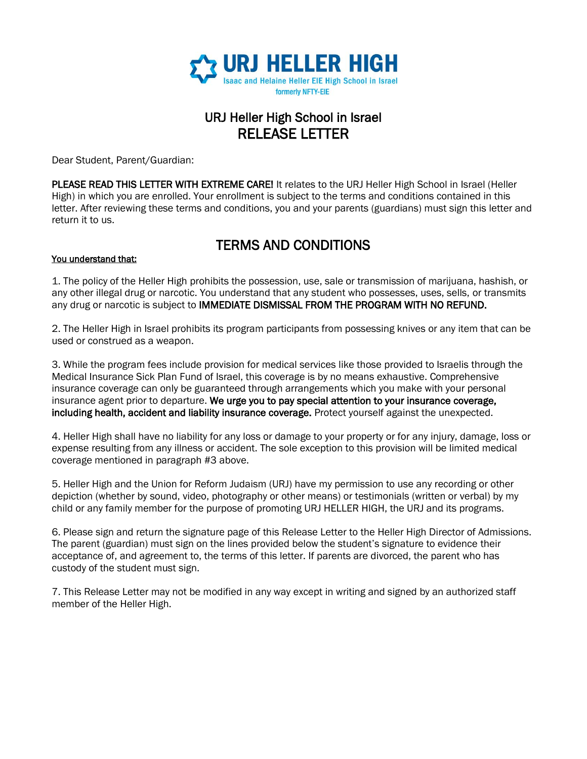URJ HELLER HIGH

Isaac and Helaine Heller EIE High School in Israel

formerly NFTY-EIE

# URJ Heller High School in Israel
# RELEASE LETTER

Dear Student, Parent/Guardian:

**PLEASE READ THIS LETTER WITH EXTREME CARE!** It relates to the URJ Heller High School in Israel (Heller High) in which you are enrolled. Your enrollment is subject to the terms and conditions contained in this letter. After reviewing these terms and conditions, you and your parents (guardians) must sign this letter and return it to us.

## TERMS AND CONDITIONS

<u>You understand that:</u>

1. The policy of the Heller High prohibits the possession, use, sale or transmission of marijuana, hashish, or any other illegal drug or narcotic. You understand that any student who possesses, uses, sells, or transmits any drug or narcotic is subject to **IMMEDIATE DISMISSAL FROM THE PROGRAM WITH NO REFUND.**

2. The Heller High in Israel prohibits its program participants from possessing knives or any item that can be used or construed as a weapon.

3. While the program fees include provision for medical services like those provided to Israelis through the Medical Insurance Sick Plan Fund of Israel, this coverage is by no means exhaustive. Comprehensive insurance coverage can only be guaranteed through arrangements which you make with your personal insurance agent prior to departure. **We urge you to pay special attention to your insurance coverage, including health, accident and liability insurance coverage.** Protect yourself against the unexpected.

4. Heller High shall have no liability for any loss or damage to your property or for any injury, damage, loss or expense resulting from any illness or accident. The sole exception to this provision will be limited medical coverage mentioned in paragraph #3 above.

5. Heller High and the Union for Reform Judaism (URJ) have my permission to use any recording or other depiction (whether by sound, video, photography or other means) or testimonials (written or verbal) by my child or any family member for the purpose of promoting URJ HELLER HIGH, the URJ and its programs.

6. Please sign and return the signature page of this Release Letter to the Heller High Director of Admissions. The parent (guardian) must sign on the lines provided below the student's signature to evidence their acceptance of, and agreement to, the terms of this letter. If parents are divorced, the parent who has custody of the student must sign.

7. This Release Letter may not be modified in any way except in writing and signed by an authorized staff member of the Heller High.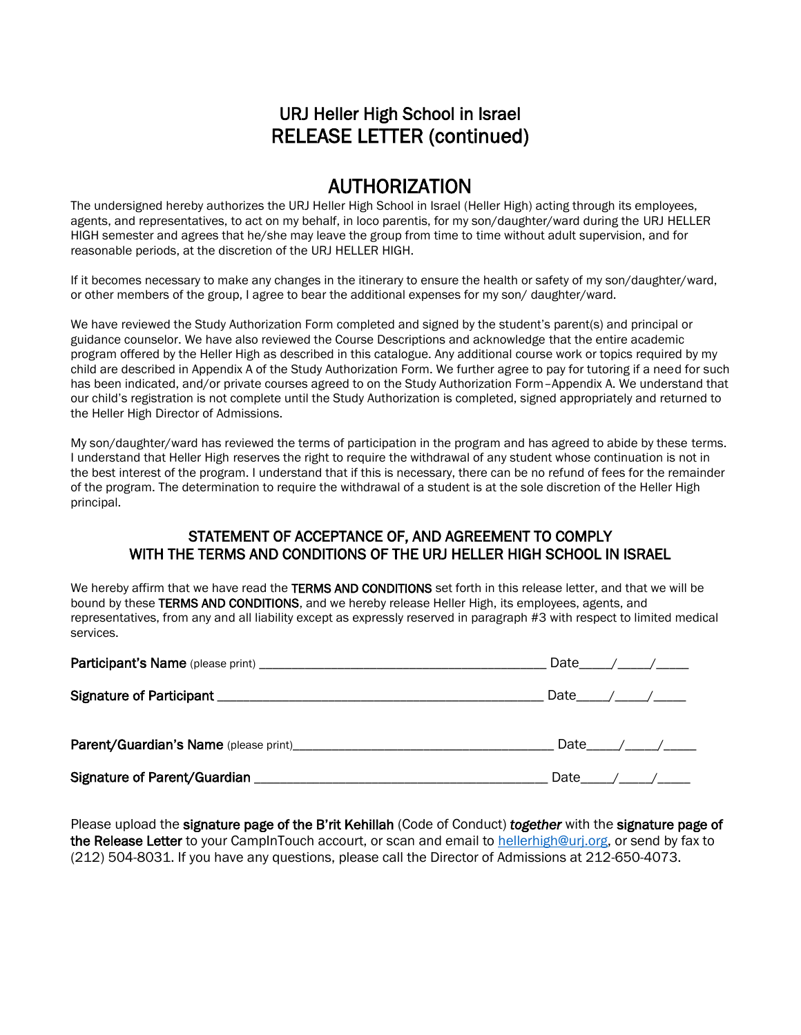# URJ Heller High School in Israel
# RELEASE LETTER (continued)

## AUTHORIZATION

The undersigned hereby authorizes the URJ Heller High School in Israel (Heller High) acting through its employees, agents, and representatives, to act on my behalf, in loco parentis, for my son/daughter/ward during the URJ HELLER HIGH semester and agrees that he/she may leave the group from time to time without adult supervision, and for reasonable periods, at the discretion of the URJ HELLER HIGH.

If it becomes necessary to make any changes in the itinerary to ensure the health or safety of my son/daughter/ward, or other members of the group, I agree to bear the additional expenses for my son/ daughter/ward.

We have reviewed the Study Authorization Form completed and signed by the student's parent(s) and principal or guidance counselor. We have also reviewed the Course Descriptions and acknowledge that the entire academic program offered by the Heller High as described in this catalogue. Any additional course work or topics required by my child are described in Appendix A of the Study Authorization Form. We further agree to pay for tutoring if a need for such has been indicated, and/or private courses agreed to on the Study Authorization Form–Appendix A. We understand that our child's registration is not complete until the Study Authorization is completed, signed appropriately and returned to the Heller High Director of Admissions.

My son/daughter/ward has reviewed the terms of participation in the program and has agreed to abide by these terms. I understand that Heller High reserves the right to require the withdrawal of any student whose continuation is not in the best interest of the program. I understand that if this is necessary, there can be no refund of fees for the remainder of the program. The determination to require the withdrawal of a student is at the sole discretion of the Heller High principal.

### STATEMENT OF ACCEPTANCE OF, AND AGREEMENT TO COMPLY WITH THE TERMS AND CONDITIONS OF THE URJ HELLER HIGH SCHOOL IN ISRAEL

We hereby affirm that we have read the **TERMS AND CONDITIONS** set forth in this release letter, and that we will be bound by these **TERMS AND CONDITIONS**, and we hereby release Heller High, its employees, agents, and representatives, from any and all liability except as expressly reserved in paragraph #3 with respect to limited medical services.

**Participant's Name** (please print) ________________________________________ Date____/____/____

**Signature of Participant** ____________________________________________ Date____/____/____

**Parent/Guardian's Name** (please print)____________________________________ Date____/____/____

**Signature of Parent/Guardian** _________________________________________ Date____/____/____

Please upload the **signature page of the B'rit Kehillah** (Code of Conduct) ***together*** with the **signature page of the Release Letter** to your CampInTouch accourt, or scan and email to hellerhigh@urj.org, or send by fax to (212) 504-8031. If you have any questions, please call the Director of Admissions at 212-650-4073.